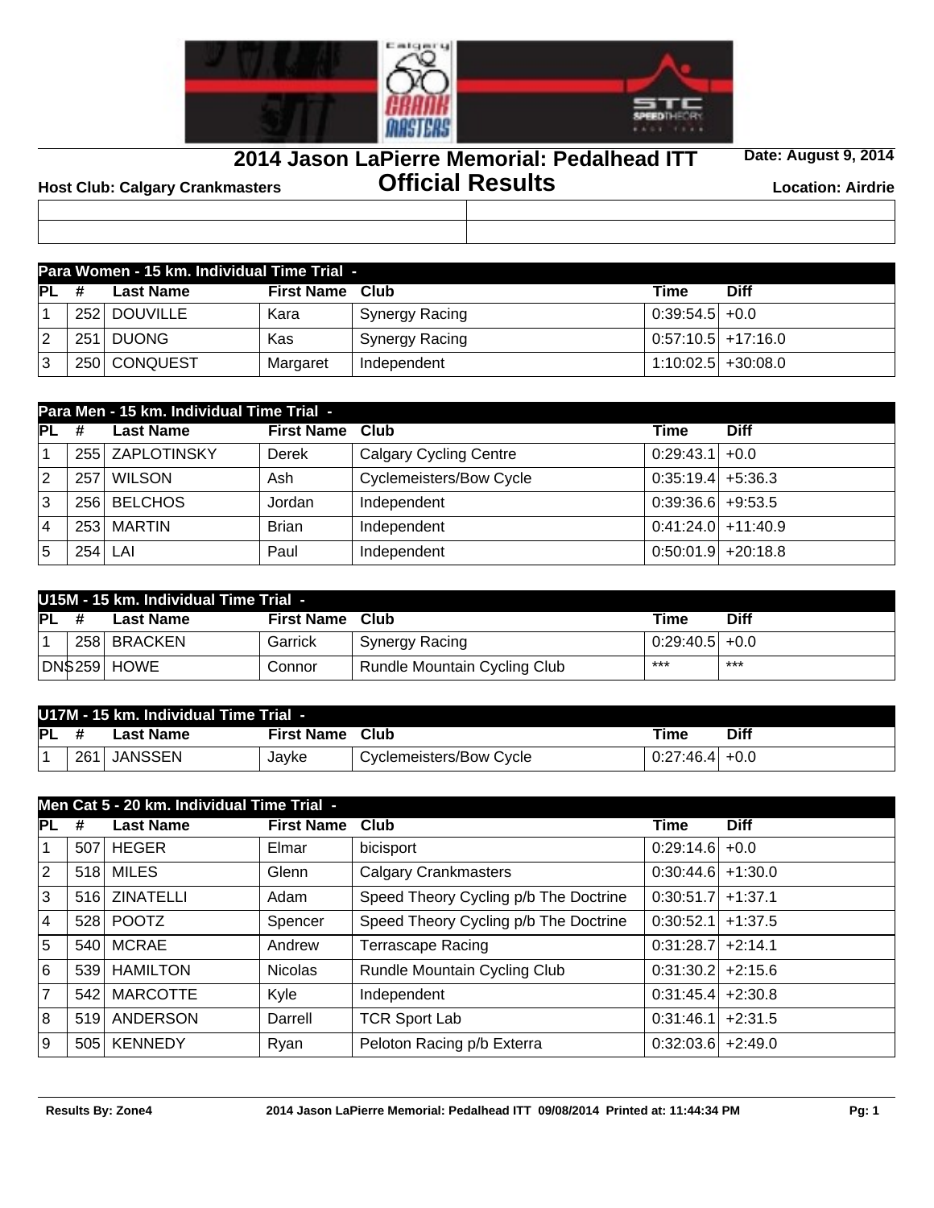# 2014 Jason LaPierre Memorial: Pedalhead ITT

## Official Results

**Date: August 9, 2014**

**Host Club: Calgary Crankmasters**

**Location: Airdrie**

### Para Women - 15 km. Individual Time Trial -

| PL | # | Last Name | First Name | Club | Time | Diff |
|---|---|---|---|---|---|---|
| 1 | 252 | DOUVILLE | Kara | Synergy Racing | 0:39:54.5 | +0.0 |
| 2 | 251 | DUONG | Kas | Synergy Racing | 0:57:10.5 | +17:16.0 |
| 3 | 250 | CONQUEST | Margaret | Independent | 1:10:02.5 | +30:08.0 |

### Para Men - 15 km. Individual Time Trial -

| PL | # | Last Name | First Name | Club | Time | Diff |
|---|---|---|---|---|---|---|
| 1 | 255 | ZAPLOTINSKY | Derek | Calgary Cycling Centre | 0:29:43.1 | +0.0 |
| 2 | 257 | WILSON | Ash | Cyclemeisters/Bow Cycle | 0:35:19.4 | +5:36.3 |
| 3 | 256 | BELCHOS | Jordan | Independent | 0:39:36.6 | +9:53.5 |
| 4 | 253 | MARTIN | Brian | Independent | 0:41:24.0 | +11:40.9 |
| 5 | 254 | LAI | Paul | Independent | 0:50:01.9 | +20:18.8 |

### U15M - 15 km. Individual Time Trial -

| PL | # | Last Name | First Name | Club | Time | Diff |
|---|---|---|---|---|---|---|
| 1 | 258 | BRACKEN | Garrick | Synergy Racing | 0:29:40.5 | +0.0 |
| DNS | 259 | HOWE | Connor | Rundle Mountain Cycling Club | *** | *** |

### U17M - 15 km. Individual Time Trial -

| PL | # | Last Name | First Name | Club | Time | Diff |
|---|---|---|---|---|---|---|
| 1 | 261 | JANSSEN | Jayke | Cyclemeisters/Bow Cycle | 0:27:46.4 | +0.0 |

### Men Cat 5 - 20 km. Individual Time Trial -

| PL | # | Last Name | First Name | Club | Time | Diff |
|---|---|---|---|---|---|---|
| 1 | 507 | HEGER | Elmar | bicisport | 0:29:14.6 | +0.0 |
| 2 | 518 | MILES | Glenn | Calgary Crankmasters | 0:30:44.6 | +1:30.0 |
| 3 | 516 | ZINATELLI | Adam | Speed Theory Cycling p/b The Doctrine | 0:30:51.7 | +1:37.1 |
| 4 | 528 | POOTZ | Spencer | Speed Theory Cycling p/b The Doctrine | 0:30:52.1 | +1:37.5 |
| 5 | 540 | MCRAE | Andrew | Terrascape Racing | 0:31:28.7 | +2:14.1 |
| 6 | 539 | HAMILTON | Nicolas | Rundle Mountain Cycling Club | 0:31:30.2 | +2:15.6 |
| 7 | 542 | MARCOTTE | Kyle | Independent | 0:31:45.4 | +2:30.8 |
| 8 | 519 | ANDERSON | Darrell | TCR Sport Lab | 0:31:46.1 | +2:31.5 |
| 9 | 505 | KENNEDY | Ryan | Peloton Racing p/b Exterra | 0:32:03.6 | +2:49.0 |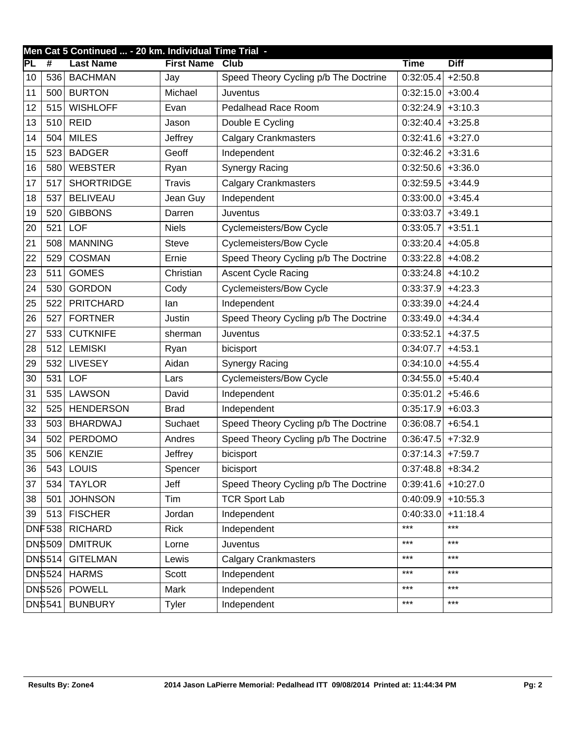| Men Cat 5 Continued ... - 20 km. Individual Time Trial - | | | | | | |
|---|---|---|---|---|---|---|
| PL | # | Last Name | First Name | Club | Time | Diff |
| 10 | 536 | BACHMAN | Jay | Speed Theory Cycling p/b The Doctrine | 0:32:05.4 | +2:50.8 |
| 11 | 500 | BURTON | Michael | Juventus | 0:32:15.0 | +3:00.4 |
| 12 | 515 | WISHLOFF | Evan | Pedalhead Race Room | 0:32:24.9 | +3:10.3 |
| 13 | 510 | REID | Jason | Double E Cycling | 0:32:40.4 | +3:25.8 |
| 14 | 504 | MILES | Jeffrey | Calgary Crankmasters | 0:32:41.6 | +3:27.0 |
| 15 | 523 | BADGER | Geoff | Independent | 0:32:46.2 | +3:31.6 |
| 16 | 580 | WEBSTER | Ryan | Synergy Racing | 0:32:50.6 | +3:36.0 |
| 17 | 517 | SHORTRIDGE | Travis | Calgary Crankmasters | 0:32:59.5 | +3:44.9 |
| 18 | 537 | BELIVEAU | Jean Guy | Independent | 0:33:00.0 | +3:45.4 |
| 19 | 520 | GIBBONS | Darren | Juventus | 0:33:03.7 | +3:49.1 |
| 20 | 521 | LOF | Niels | Cyclemeisters/Bow Cycle | 0:33:05.7 | +3:51.1 |
| 21 | 508 | MANNING | Steve | Cyclemeisters/Bow Cycle | 0:33:20.4 | +4:05.8 |
| 22 | 529 | COSMAN | Ernie | Speed Theory Cycling p/b The Doctrine | 0:33:22.8 | +4:08.2 |
| 23 | 511 | GOMES | Christian | Ascent Cycle Racing | 0:33:24.8 | +4:10.2 |
| 24 | 530 | GORDON | Cody | Cyclemeisters/Bow Cycle | 0:33:37.9 | +4:23.3 |
| 25 | 522 | PRITCHARD | Ian | Independent | 0:33:39.0 | +4:24.4 |
| 26 | 527 | FORTNER | Justin | Speed Theory Cycling p/b The Doctrine | 0:33:49.0 | +4:34.4 |
| 27 | 533 | CUTKNIFE | sherman | Juventus | 0:33:52.1 | +4:37.5 |
| 28 | 512 | LEMISKI | Ryan | bicisport | 0:34:07.7 | +4:53.1 |
| 29 | 532 | LIVESEY | Aidan | Synergy Racing | 0:34:10.0 | +4:55.4 |
| 30 | 531 | LOF | Lars | Cyclemeisters/Bow Cycle | 0:34:55.0 | +5:40.4 |
| 31 | 535 | LAWSON | David | Independent | 0:35:01.2 | +5:46.6 |
| 32 | 525 | HENDERSON | Brad | Independent | 0:35:17.9 | +6:03.3 |
| 33 | 503 | BHARDWAJ | Suchaet | Speed Theory Cycling p/b The Doctrine | 0:36:08.7 | +6:54.1 |
| 34 | 502 | PERDOMO | Andres | Speed Theory Cycling p/b The Doctrine | 0:36:47.5 | +7:32.9 |
| 35 | 506 | KENZIE | Jeffrey | bicisport | 0:37:14.3 | +7:59.7 |
| 36 | 543 | LOUIS | Spencer | bicisport | 0:37:48.8 | +8:34.2 |
| 37 | 534 | TAYLOR | Jeff | Speed Theory Cycling p/b The Doctrine | 0:39:41.6 | +10:27.0 |
| 38 | 501 | JOHNSON | Tim | TCR Sport Lab | 0:40:09.9 | +10:55.3 |
| 39 | 513 | FISCHER | Jordan | Independent | 0:40:33.0 | +11:18.4 |
| DNF | 538 | RICHARD | Rick | Independent | *** | *** |
| DNS | 509 | DMITRUK | Lorne | Juventus | *** | *** |
| DNS | 514 | GITELMAN | Lewis | Calgary Crankmasters | *** | *** |
| DNS | 524 | HARMS | Scott | Independent | *** | *** |
| DNS | 526 | POWELL | Mark | Independent | *** | *** |
| DNS | 541 | BUNBURY | Tyler | Independent | *** | *** |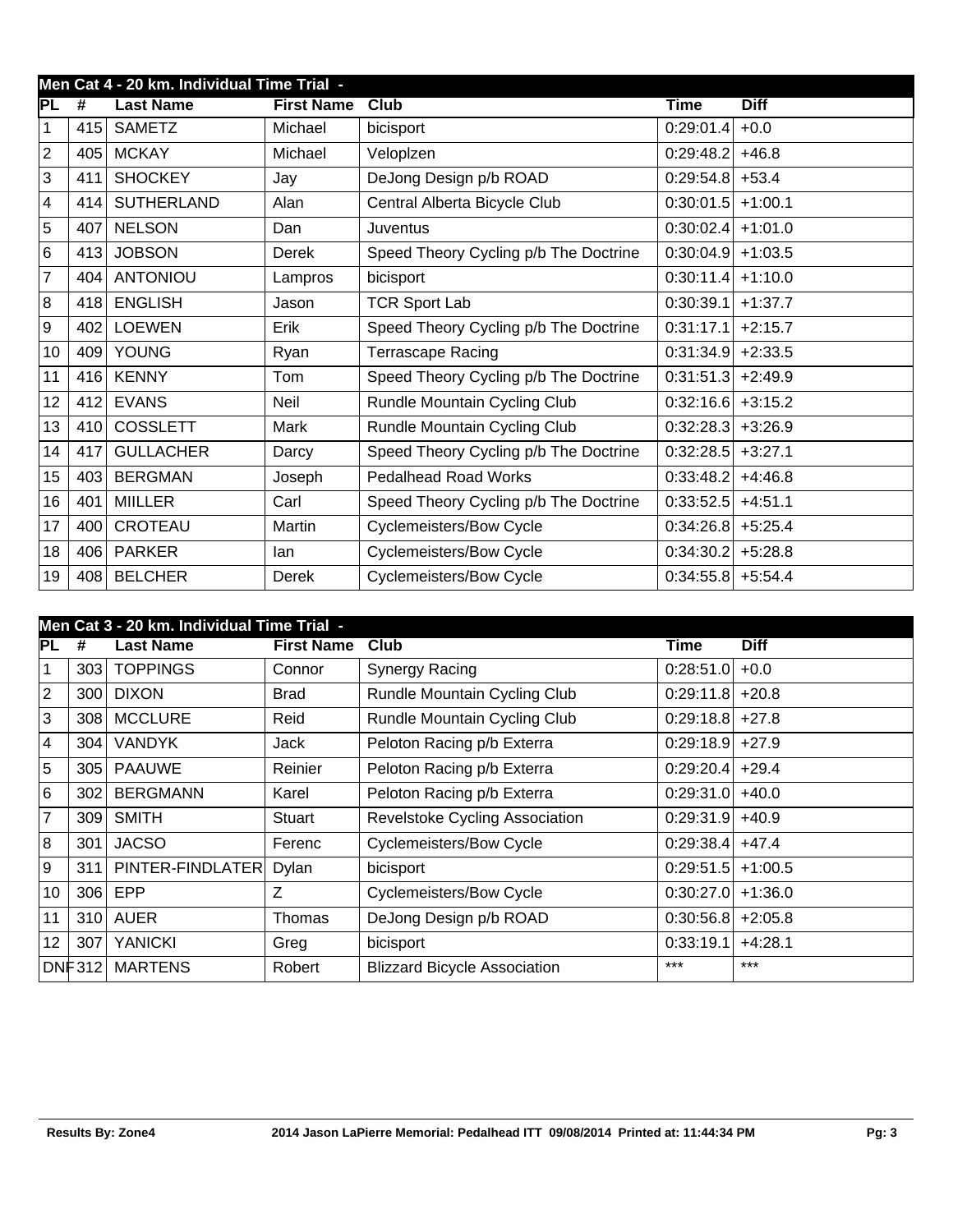## Men Cat 4 - 20 km. Individual Time Trial -

| PL | # | Last Name | First Name | Club | Time | Diff |
|---|---|---|---|---|---|---|
| 1 | 415 | SAMETZ | Michael | bicisport | 0:29:01.4 | +0.0 |
| 2 | 405 | MCKAY | Michael | Veloplzen | 0:29:48.2 | +46.8 |
| 3 | 411 | SHOCKEY | Jay | DeJong Design p/b ROAD | 0:29:54.8 | +53.4 |
| 4 | 414 | SUTHERLAND | Alan | Central Alberta Bicycle Club | 0:30:01.5 | +1:00.1 |
| 5 | 407 | NELSON | Dan | Juventus | 0:30:02.4 | +1:01.0 |
| 6 | 413 | JOBSON | Derek | Speed Theory Cycling p/b The Doctrine | 0:30:04.9 | +1:03.5 |
| 7 | 404 | ANTONIOU | Lampros | bicisport | 0:30:11.4 | +1:10.0 |
| 8 | 418 | ENGLISH | Jason | TCR Sport Lab | 0:30:39.1 | +1:37.7 |
| 9 | 402 | LOEWEN | Erik | Speed Theory Cycling p/b The Doctrine | 0:31:17.1 | +2:15.7 |
| 10 | 409 | YOUNG | Ryan | Terrascape Racing | 0:31:34.9 | +2:33.5 |
| 11 | 416 | KENNY | Tom | Speed Theory Cycling p/b The Doctrine | 0:31:51.3 | +2:49.9 |
| 12 | 412 | EVANS | Neil | Rundle Mountain Cycling Club | 0:32:16.6 | +3:15.2 |
| 13 | 410 | COSSLETT | Mark | Rundle Mountain Cycling Club | 0:32:28.3 | +3:26.9 |
| 14 | 417 | GULLACHER | Darcy | Speed Theory Cycling p/b The Doctrine | 0:32:28.5 | +3:27.1 |
| 15 | 403 | BERGMAN | Joseph | Pedalhead Road Works | 0:33:48.2 | +4:46.8 |
| 16 | 401 | MIILLER | Carl | Speed Theory Cycling p/b The Doctrine | 0:33:52.5 | +4:51.1 |
| 17 | 400 | CROTEAU | Martin | Cyclemeisters/Bow Cycle | 0:34:26.8 | +5:25.4 |
| 18 | 406 | PARKER | Ian | Cyclemeisters/Bow Cycle | 0:34:30.2 | +5:28.8 |
| 19 | 408 | BELCHER | Derek | Cyclemeisters/Bow Cycle | 0:34:55.8 | +5:54.4 |

## Men Cat 3 - 20 km. Individual Time Trial -

| PL | # | Last Name | First Name | Club | Time | Diff |
|---|---|---|---|---|---|---|
| 1 | 303 | TOPPINGS | Connor | Synergy Racing | 0:28:51.0 | +0.0 |
| 2 | 300 | DIXON | Brad | Rundle Mountain Cycling Club | 0:29:11.8 | +20.8 |
| 3 | 308 | MCCLURE | Reid | Rundle Mountain Cycling Club | 0:29:18.8 | +27.8 |
| 4 | 304 | VANDYK | Jack | Peloton Racing p/b Exterra | 0:29:18.9 | +27.9 |
| 5 | 305 | PAAUWE | Reinier | Peloton Racing p/b Exterra | 0:29:20.4 | +29.4 |
| 6 | 302 | BERGMANN | Karel | Peloton Racing p/b Exterra | 0:29:31.0 | +40.0 |
| 7 | 309 | SMITH | Stuart | Revelstoke Cycling Association | 0:29:31.9 | +40.9 |
| 8 | 301 | JACSO | Ferenc | Cyclemeisters/Bow Cycle | 0:29:38.4 | +47.4 |
| 9 | 311 | PINTER-FINDLATER | Dylan | bicisport | 0:29:51.5 | +1:00.5 |
| 10 | 306 | EPP | Z | Cyclemeisters/Bow Cycle | 0:30:27.0 | +1:36.0 |
| 11 | 310 | AUER | Thomas | DeJong Design p/b ROAD | 0:30:56.8 | +2:05.8 |
| 12 | 307 | YANICKI | Greg | bicisport | 0:33:19.1 | +4:28.1 |
| DNF | 312 | MARTENS | Robert | Blizzard Bicycle Association | *** | *** |

Results By: Zone4 — 2014 Jason LaPierre Memorial: Pedalhead ITT 09/08/2014 Printed at: 11:44:34 PM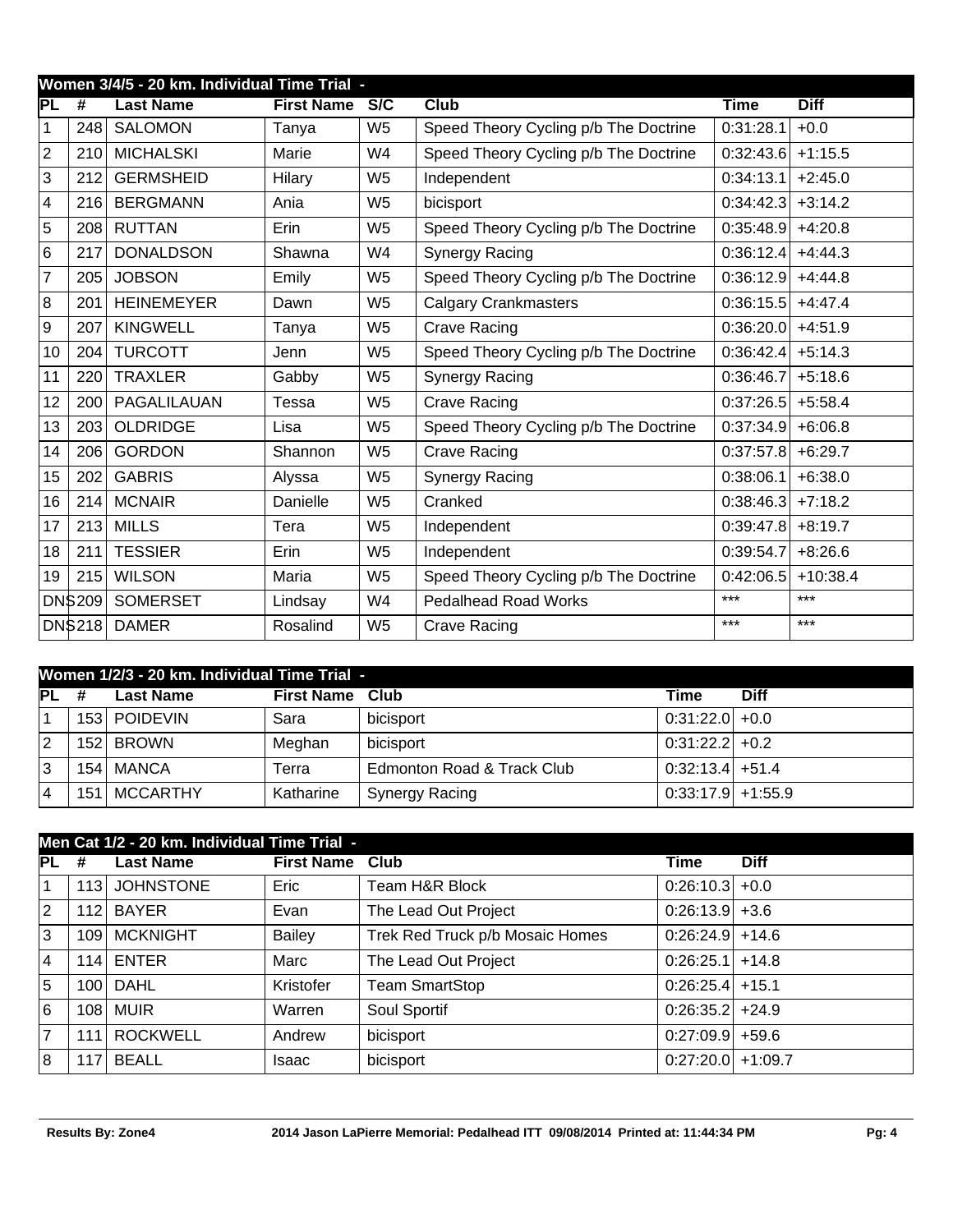## Women 3/4/5 - 20 km. Individual Time Trial -

| PL | # | Last Name | First Name | S/C | Club | Time | Diff |
|---|---|---|---|---|---|---|---|
| 1 | 248 | SALOMON | Tanya | W5 | Speed Theory Cycling p/b The Doctrine | 0:31:28.1 | +0.0 |
| 2 | 210 | MICHALSKI | Marie | W4 | Speed Theory Cycling p/b The Doctrine | 0:32:43.6 | +1:15.5 |
| 3 | 212 | GERMSHEID | Hilary | W5 | Independent | 0:34:13.1 | +2:45.0 |
| 4 | 216 | BERGMANN | Ania | W5 | bicisport | 0:34:42.3 | +3:14.2 |
| 5 | 208 | RUTTAN | Erin | W5 | Speed Theory Cycling p/b The Doctrine | 0:35:48.9 | +4:20.8 |
| 6 | 217 | DONALDSON | Shawna | W4 | Synergy Racing | 0:36:12.4 | +4:44.3 |
| 7 | 205 | JOBSON | Emily | W5 | Speed Theory Cycling p/b The Doctrine | 0:36:12.9 | +4:44.8 |
| 8 | 201 | HEINEMEYER | Dawn | W5 | Calgary Crankmasters | 0:36:15.5 | +4:47.4 |
| 9 | 207 | KINGWELL | Tanya | W5 | Crave Racing | 0:36:20.0 | +4:51.9 |
| 10 | 204 | TURCOTT | Jenn | W5 | Speed Theory Cycling p/b The Doctrine | 0:36:42.4 | +5:14.3 |
| 11 | 220 | TRAXLER | Gabby | W5 | Synergy Racing | 0:36:46.7 | +5:18.6 |
| 12 | 200 | PAGALILAUAN | Tessa | W5 | Crave Racing | 0:37:26.5 | +5:58.4 |
| 13 | 203 | OLDRIDGE | Lisa | W5 | Speed Theory Cycling p/b The Doctrine | 0:37:34.9 | +6:06.8 |
| 14 | 206 | GORDON | Shannon | W5 | Crave Racing | 0:37:57.8 | +6:29.7 |
| 15 | 202 | GABRIS | Alyssa | W5 | Synergy Racing | 0:38:06.1 | +6:38.0 |
| 16 | 214 | MCNAIR | Danielle | W5 | Cranked | 0:38:46.3 | +7:18.2 |
| 17 | 213 | MILLS | Tera | W5 | Independent | 0:39:47.8 | +8:19.7 |
| 18 | 211 | TESSIER | Erin | W5 | Independent | 0:39:54.7 | +8:26.6 |
| 19 | 215 | WILSON | Maria | W5 | Speed Theory Cycling p/b The Doctrine | 0:42:06.5 | +10:38.4 |
| DNS | 209 | SOMERSET | Lindsay | W4 | Pedalhead Road Works | *** | *** |
| DNS | 218 | DAMER | Rosalind | W5 | Crave Racing | *** | *** |

## Women 1/2/3 - 20 km. Individual Time Trial -

| PL | # | Last Name | First Name | Club | Time | Diff |
|---|---|---|---|---|---|---|
| 1 | 153 | POIDEVIN | Sara | bicisport | 0:31:22.0 | +0.0 |
| 2 | 152 | BROWN | Meghan | bicisport | 0:31:22.2 | +0.2 |
| 3 | 154 | MANCA | Terra | Edmonton Road & Track Club | 0:32:13.4 | +51.4 |
| 4 | 151 | MCCARTHY | Katharine | Synergy Racing | 0:33:17.9 | +1:55.9 |

## Men Cat 1/2 - 20 km. Individual Time Trial -

| PL | # | Last Name | First Name | Club | Time | Diff |
|---|---|---|---|---|---|---|
| 1 | 113 | JOHNSTONE | Eric | Team H&R Block | 0:26:10.3 | +0.0 |
| 2 | 112 | BAYER | Evan | The Lead Out Project | 0:26:13.9 | +3.6 |
| 3 | 109 | MCKNIGHT | Bailey | Trek Red Truck p/b Mosaic Homes | 0:26:24.9 | +14.6 |
| 4 | 114 | ENTER | Marc | The Lead Out Project | 0:26:25.1 | +14.8 |
| 5 | 100 | DAHL | Kristofer | Team SmartStop | 0:26:25.4 | +15.1 |
| 6 | 108 | MUIR | Warren | Soul Sportif | 0:26:35.2 | +24.9 |
| 7 | 111 | ROCKWELL | Andrew | bicisport | 0:27:09.9 | +59.6 |
| 8 | 117 | BEALL | Isaac | bicisport | 0:27:20.0 | +1:09.7 |

Results By: Zone4 — 2014 Jason LaPierre Memorial: Pedalhead ITT 09/08/2014 Printed at: 11:44:34 PM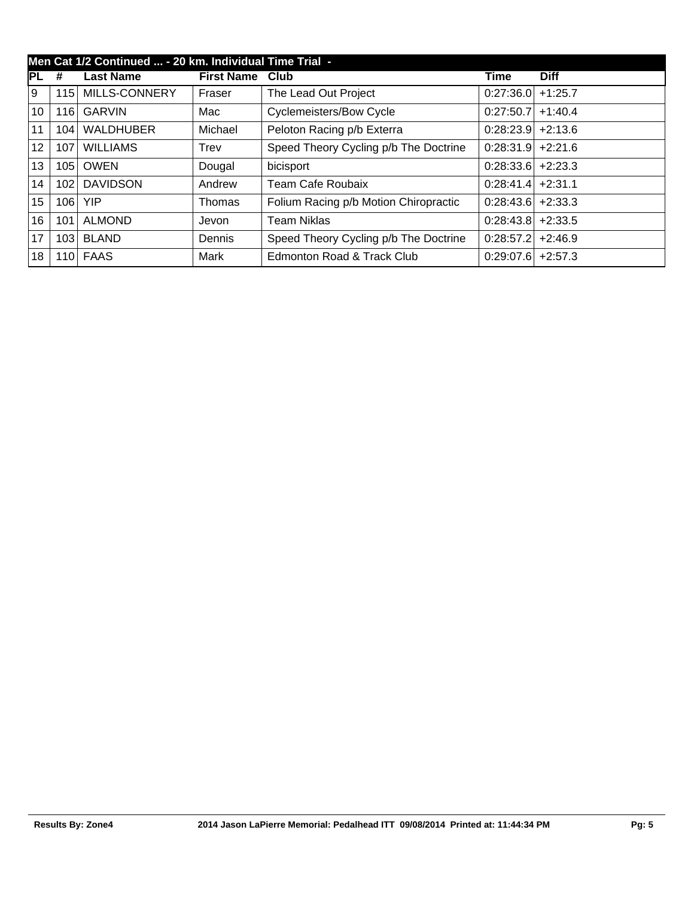**Men Cat 1/2 Continued ... - 20 km. Individual Time Trial -**

| PL | # | Last Name | First Name | Club | Time | Diff |
|---|---|---|---|---|---|---|
| 9 | 115 | MILLS-CONNERY | Fraser | The Lead Out Project | 0:27:36.0 | +1:25.7 |
| 10 | 116 | GARVIN | Mac | Cyclemeisters/Bow Cycle | 0:27:50.7 | +1:40.4 |
| 11 | 104 | WALDHUBER | Michael | Peloton Racing p/b Exterra | 0:28:23.9 | +2:13.6 |
| 12 | 107 | WILLIAMS | Trev | Speed Theory Cycling p/b The Doctrine | 0:28:31.9 | +2:21.6 |
| 13 | 105 | OWEN | Dougal | bicisport | 0:28:33.6 | +2:23.3 |
| 14 | 102 | DAVIDSON | Andrew | Team Cafe Roubaix | 0:28:41.4 | +2:31.1 |
| 15 | 106 | YIP | Thomas | Folium Racing p/b Motion Chiropractic | 0:28:43.6 | +2:33.3 |
| 16 | 101 | ALMOND | Jevon | Team Niklas | 0:28:43.8 | +2:33.5 |
| 17 | 103 | BLAND | Dennis | Speed Theory Cycling p/b The Doctrine | 0:28:57.2 | +2:46.9 |
| 18 | 110 | FAAS | Mark | Edmonton Road & Track Club | 0:29:07.6 | +2:57.3 |

Results By: Zone4 — 2014 Jason LaPierre Memorial: Pedalhead ITT 09/08/2014 Printed at: 11:44:34 PM